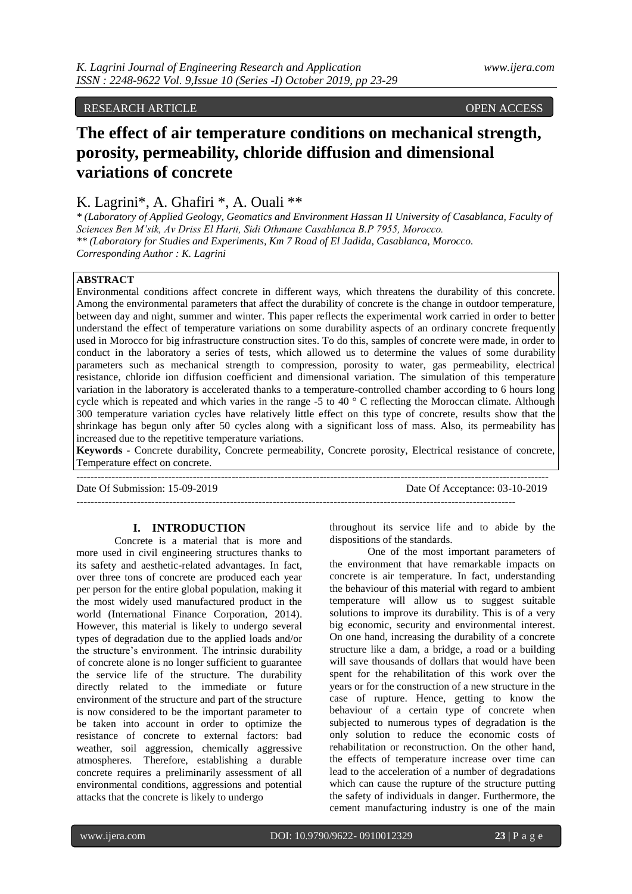RESEARCH ARTICLE OPEN ACCESS

# The effect of air temperature conditions on mechanical strength, porosity, permeability, chloride diffusion and dimensional variations of concrete

K. Lagrini*, A. Ghafiri *, A. Ouali **

*\* (Laboratory of Applied Geology, Geomatics and Environment Hassan II University of Casablanca, Faculty of Sciences Ben M'sik, Av Driss El Harti, Sidi Othmane Casablanca B.P 7955, Morocco.*
*\*\* (Laboratory for Studies and Experiments, Km 7 Road of El Jadida, Casablanca, Morocco.*
*Corresponding Author : K. Lagrini*

**ABSTRACT**

Environmental conditions affect concrete in different ways, which threatens the durability of this concrete. Among the environmental parameters that affect the durability of concrete is the change in outdoor temperature, between day and night, summer and winter. This paper reflects the experimental work carried in order to better understand the effect of temperature variations on some durability aspects of an ordinary concrete frequently used in Morocco for big infrastructure construction sites. To do this, samples of concrete were made, in order to conduct in the laboratory a series of tests, which allowed us to determine the values of some durability parameters such as mechanical strength to compression, porosity to water, gas permeability, electrical resistance, chloride ion diffusion coefficient and dimensional variation. The simulation of this temperature variation in the laboratory is accelerated thanks to a temperature-controlled chamber according to 6 hours long cycle which is repeated and which varies in the range -5 to 40 ° C reflecting the Moroccan climate. Although 300 temperature variation cycles have relatively little effect on this type of concrete, results show that the shrinkage has begun only after 50 cycles along with a significant loss of mass. Also, its permeability has increased due to the repetitive temperature variations.

**Keywords -** Concrete durability, Concrete permeability, Concrete porosity, Electrical resistance of concrete, Temperature effect on concrete.

---

Date Of Submission: 15-09-2019 Date Of Acceptance: 03-10-2019

---

## I. INTRODUCTION

Concrete is a material that is more and more used in civil engineering structures thanks to its safety and aesthetic-related advantages. In fact, over three tons of concrete are produced each year per person for the entire global population, making it the most widely used manufactured product in the world (International Finance Corporation, 2014). However, this material is likely to undergo several types of degradation due to the applied loads and/or the structure's environment. The intrinsic durability of concrete alone is no longer sufficient to guarantee the service life of the structure. The durability directly related to the immediate or future environment of the structure and part of the structure is now considered to be the important parameter to be taken into account in order to optimize the resistance of concrete to external factors: bad weather, soil aggression, chemically aggressive atmospheres. Therefore, establishing a durable concrete requires a preliminarily assessment of all environmental conditions, aggressions and potential attacks that the concrete is likely to undergo throughout its service life and to abide by the dispositions of the standards.

One of the most important parameters of the environment that have remarkable impacts on concrete is air temperature. In fact, understanding the behaviour of this material with regard to ambient temperature will allow us to suggest suitable solutions to improve its durability. This is of a very big economic, security and environmental interest. On one hand, increasing the durability of a concrete structure like a dam, a bridge, a road or a building will save thousands of dollars that would have been spent for the rehabilitation of this work over the years or for the construction of a new structure in the case of rupture. Hence, getting to know the behaviour of a certain type of concrete when subjected to numerous types of degradation is the only solution to reduce the economic costs of rehabilitation or reconstruction. On the other hand, the effects of temperature increase over time can lead to the acceleration of a number of degradations which can cause the rupture of the structure putting the safety of individuals in danger. Furthermore, the cement manufacturing industry is one of the main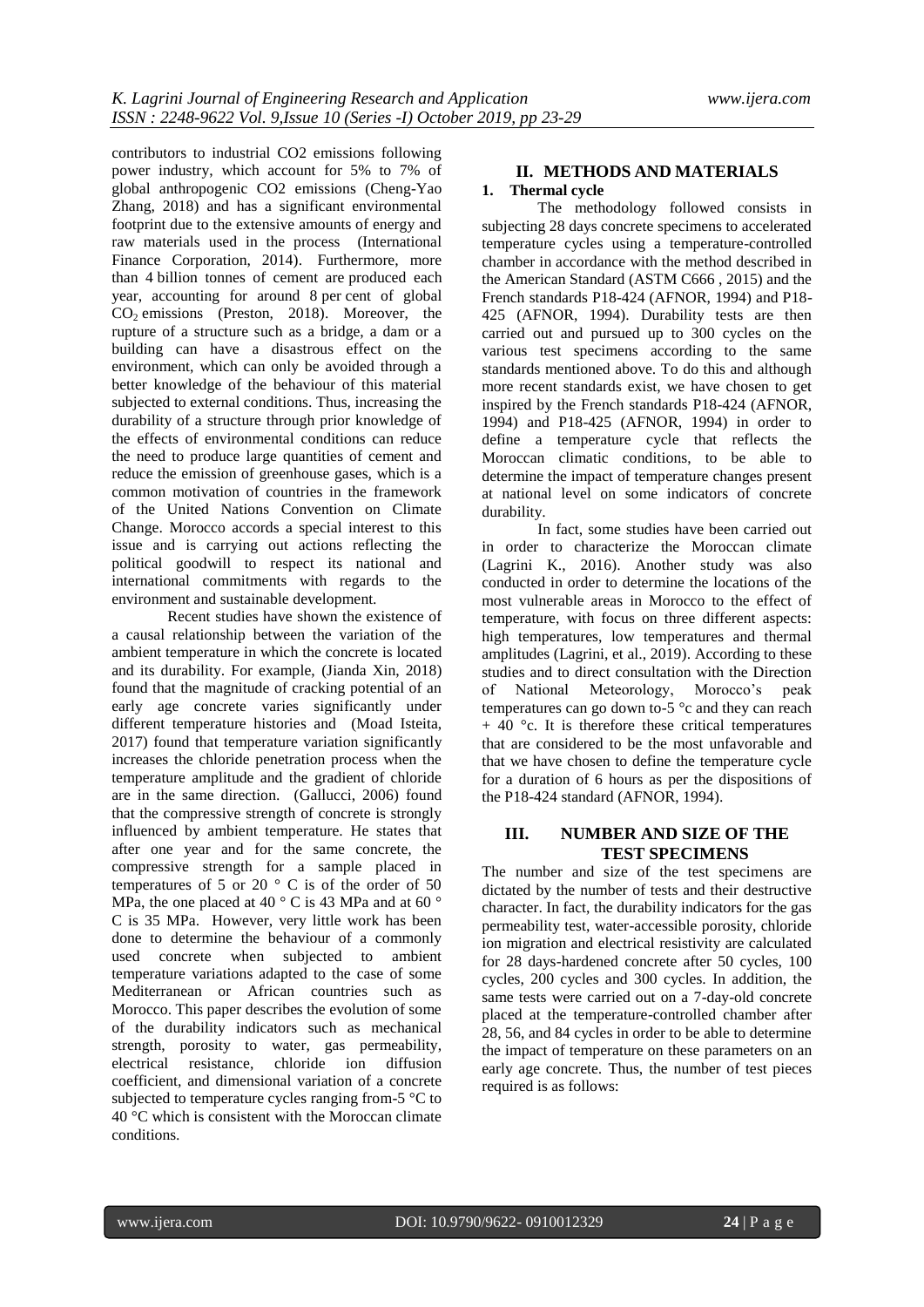contributors to industrial CO2 emissions following power industry, which account for 5% to 7% of global anthropogenic CO2 emissions (Cheng-Yao Zhang, 2018) and has a significant environmental footprint due to the extensive amounts of energy and raw materials used in the process (International Finance Corporation, 2014). Furthermore, more than 4 billion tonnes of cement are produced each year, accounting for around 8 per cent of global $CO_2$ emissions (Preston, 2018). Moreover, the rupture of a structure such as a bridge, a dam or a building can have a disastrous effect on the environment, which can only be avoided through a better knowledge of the behaviour of this material subjected to external conditions. Thus, increasing the durability of a structure through prior knowledge of the effects of environmental conditions can reduce the need to produce large quantities of cement and reduce the emission of greenhouse gases, which is a common motivation of countries in the framework of the United Nations Convention on Climate Change. Morocco accords a special interest to this issue and is carrying out actions reflecting the political goodwill to respect its national and international commitments with regards to the environment and sustainable development.

Recent studies have shown the existence of a causal relationship between the variation of the ambient temperature in which the concrete is located and its durability. For example, (Jianda Xin, 2018) found that the magnitude of cracking potential of an early age concrete varies significantly under different temperature histories and (Moad Isteita, 2017) found that temperature variation significantly increases the chloride penetration process when the temperature amplitude and the gradient of chloride are in the same direction. (Gallucci, 2006) found that the compressive strength of concrete is strongly influenced by ambient temperature. He states that after one year and for the same concrete, the compressive strength for a sample placed in temperatures of 5 or 20 ° C is of the order of 50 MPa, the one placed at 40 ° C is 43 MPa and at 60 ° C is 35 MPa. However, very little work has been done to determine the behaviour of a commonly used concrete when subjected to ambient temperature variations adapted to the case of some Mediterranean or African countries such as Morocco. This paper describes the evolution of some of the durability indicators such as mechanical strength, porosity to water, gas permeability, electrical resistance, chloride ion diffusion coefficient, and dimensional variation of a concrete subjected to temperature cycles ranging from-5 °C to 40 °C which is consistent with the Moroccan climate conditions.

## II. METHODS AND MATERIALS

### 1. Thermal cycle

The methodology followed consists in subjecting 28 days concrete specimens to accelerated temperature cycles using a temperature-controlled chamber in accordance with the method described in the American Standard (ASTM C666 , 2015) and the French standards P18-424 (AFNOR, 1994) and P18-425 (AFNOR, 1994). Durability tests are then carried out and pursued up to 300 cycles on the various test specimens according to the same standards mentioned above. To do this and although more recent standards exist, we have chosen to get inspired by the French standards P18-424 (AFNOR, 1994) and P18-425 (AFNOR, 1994) in order to define a temperature cycle that reflects the Moroccan climatic conditions, to be able to determine the impact of temperature changes present at national level on some indicators of concrete durability.

In fact, some studies have been carried out in order to characterize the Moroccan climate (Lagrini K., 2016). Another study was also conducted in order to determine the locations of the most vulnerable areas in Morocco to the effect of temperature, with focus on three different aspects: high temperatures, low temperatures and thermal amplitudes (Lagrini, et al., 2019). According to these studies and to direct consultation with the Direction of National Meteorology, Morocco's peak temperatures can go down to-5 °c and they can reach + 40 °c. It is therefore these critical temperatures that are considered to be the most unfavorable and that we have chosen to define the temperature cycle for a duration of 6 hours as per the dispositions of the P18-424 standard (AFNOR, 1994).

## III. NUMBER AND SIZE OF THE TEST SPECIMENS

The number and size of the test specimens are dictated by the number of tests and their destructive character. In fact, the durability indicators for the gas permeability test, water-accessible porosity, chloride ion migration and electrical resistivity are calculated for 28 days-hardened concrete after 50 cycles, 100 cycles, 200 cycles and 300 cycles. In addition, the same tests were carried out on a 7-day-old concrete placed at the temperature-controlled chamber after 28, 56, and 84 cycles in order to be able to determine the impact of temperature on these parameters on an early age concrete. Thus, the number of test pieces required is as follows: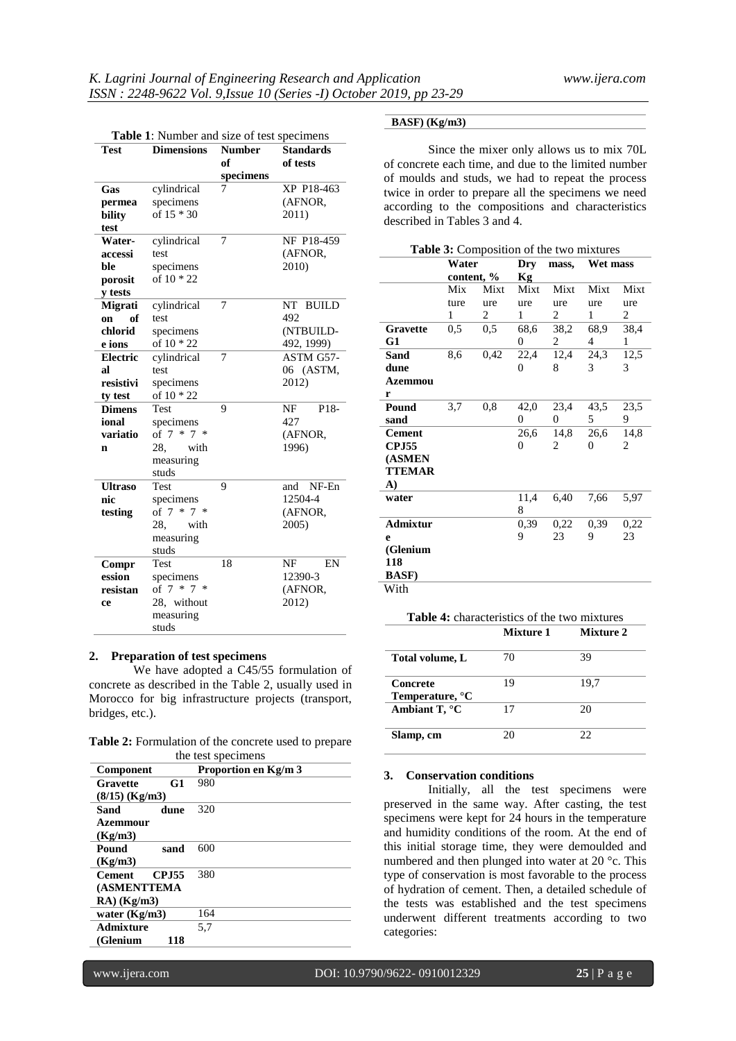**Table 1**: Number and size of test specimens

| Test | Dimensions | Number of specimens | Standards of tests |
|---|---|---|---|
| **Gas permeability test** | cylindrical specimens of 15 * 30 | 7 | XP P18-463 (AFNOR, 2011) |
| **Water-accessible porosity tests** | cylindrical test specimens of 10 * 22 | 7 | NF P18-459 (AFNOR, 2010) |
| **Migration of chloride ions** | cylindrical test specimens of 10 * 22 | 7 | NT BUILD 492 (NTBUILD-492, 1999) |
| **Electrical resistivity test** | cylindrical test specimens of 10 * 22 | 7 | ASTM G57-06 (ASTM, 2012) |
| **Dimensional variation** | Test specimens of 7 * 7 * 28, with measuring studs | 9 | NF P18-427 (AFNOR, 1996) |
| **Ultrasonic testing** | Test specimens of 7 * 7 * 28, with measuring studs | 9 | and NF-En 12504-4 (AFNOR, 2005) |
| **Compression resistance** | Test specimens of 7 * 7 * 28, without measuring studs | 18 | NF EN 12390-3 (AFNOR, 2012) |

## 2. Preparation of test specimens

We have adopted a C45/55 formulation of concrete as described in the Table 2, usually used in Morocco for big infrastructure projects (transport, bridges, etc.).

**Table 2:** Formulation of the concrete used to prepare the test specimens

| Component | Proportion en Kg/m 3 |
|---|---|
| **Gravette G1 (8/15) (Kg/m3)** | 980 |
| **Sand dune Azemmour (Kg/m3)** | 320 |
| **Pound sand (Kg/m3)** | 600 |
| **Cement CPJ55 (ASMENTTEMARA) (Kg/m3)** | 380 |
| **water (Kg/m3)** | 164 |
| **Admixture (Glenium 118 BASF) (Kg/m3)** | 5,7 |

Since the mixer only allows us to mix 70L of concrete each time, and due to the limited number of moulds and studs, we had to repeat the process twice in order to prepare all the specimens we need according to the compositions and characteristics described in Tables 3 and 4.

**Table 3:** Composition of the two mixtures

| | Water content, % | | Dry mass, Kg | | Wet mass | |
|---|---|---|---|---|---|---|
| | Mixture 1 | Mixture 2 | Mixture 1 | Mixture 2 | Mixture 1 | Mixture 2 |
| **Gravette G1** | 0,5 | 0,5 | 68,60 | 38,22 | 68,94 | 38,41 |
| **Sand dune Azemmour** | 8,6 | 0,42 | 22,40 | 12,48 | 24,33 | 12,53 |
| **Pound sand** | 3,7 | 0,8 | 42,00 | 23,40 | 43,55 | 23,59 |
| **Cement CPJ55 (ASMENTTEMARA)** | | | 26,60 | 14,82 | 26,60 | 14,82 |
| **water** | | | 11,48 | 6,40 | 7,66 | 5,97 |
| **Admixture (Glenium 118 BASF)** | | | 0,399 | 0,2223 | 0,399 | 0,2223 |

With

**Table 4:** characteristics of the two mixtures

| | Mixture 1 | Mixture 2 |
|---|---|---|
| **Total volume, L** | 70 | 39 |
| **Concrete Temperature, °C** | 19 | 19,7 |
| **Ambiant T, °C** | 17 | 20 |
| **Slamp, cm** | 20 | 22 |

## 3. Conservation conditions

Initially, all the test specimens were preserved in the same way. After casting, the test specimens were kept for 24 hours in the temperature and humidity conditions of the room. At the end of this initial storage time, they were demoulded and numbered and then plunged into water at 20 °c. This type of conservation is most favorable to the process of hydration of cement. Then, a detailed schedule of the tests was established and the test specimens underwent different treatments according to two categories: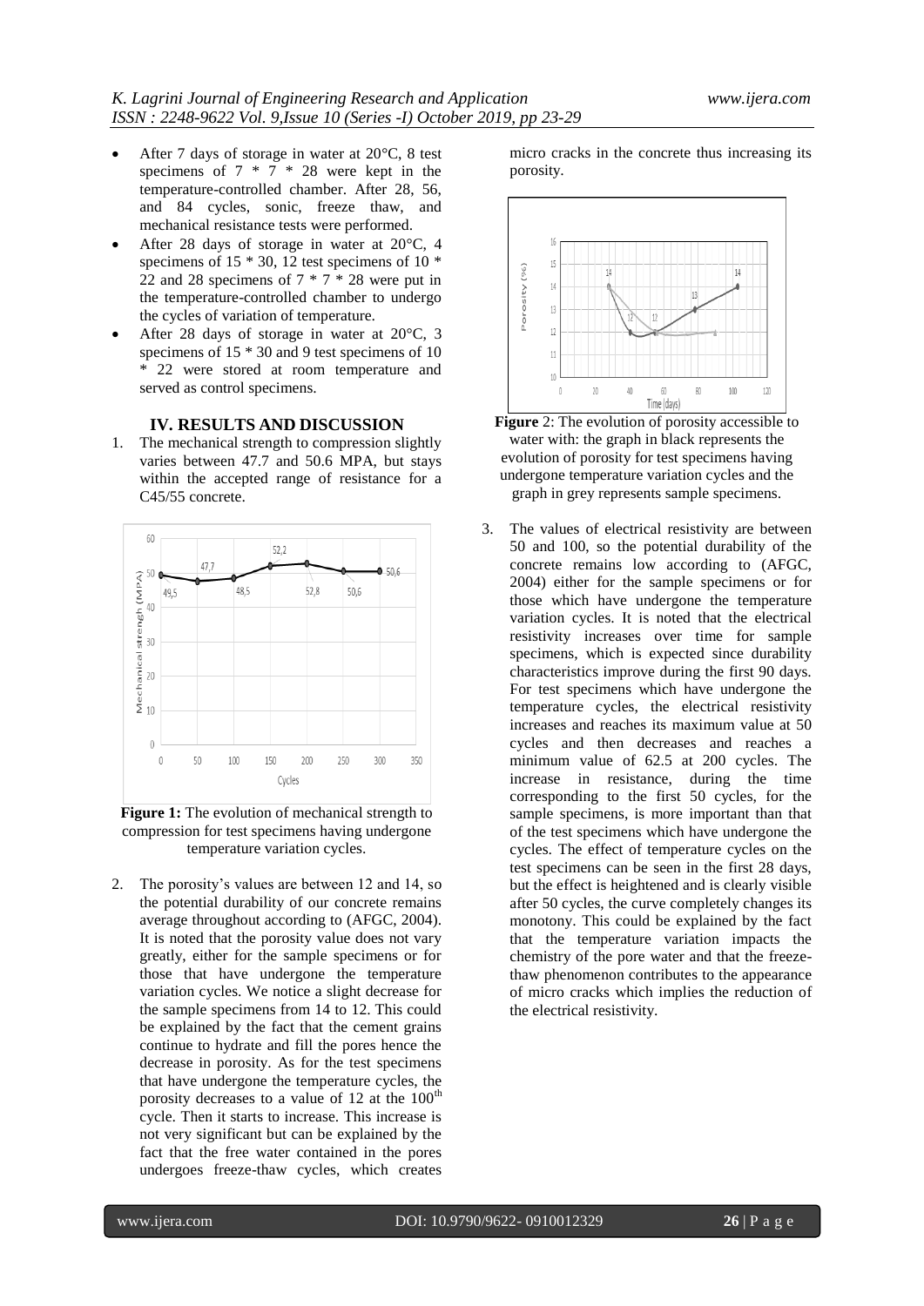- After 7 days of storage in water at 20°C, 8 test specimens of 7 * 7 * 28 were kept in the temperature-controlled chamber. After 28, 56, and 84 cycles, sonic, freeze thaw, and mechanical resistance tests were performed.
- After 28 days of storage in water at 20°C, 4 specimens of 15 * 30, 12 test specimens of 10 * 22 and 28 specimens of 7 * 7 * 28 were put in the temperature-controlled chamber to undergo the cycles of variation of temperature.
- After 28 days of storage in water at 20°C, 3 specimens of 15 * 30 and 9 test specimens of 10 * 22 were stored at room temperature and served as control specimens.

## IV. RESULTS AND DISCUSSION

1. The mechanical strength to compression slightly varies between 47.7 and 50.6 MPA, but stays within the accepted range of resistance for a C45/55 concrete.

**Figure 1:** The evolution of mechanical strength to compression for test specimens having undergone temperature variation cycles.

2. The porosity's values are between 12 and 14, so the potential durability of our concrete remains average throughout according to (AFGC, 2004). It is noted that the porosity value does not vary greatly, either for the sample specimens or for those that have undergone the temperature variation cycles. We notice a slight decrease for the sample specimens from 14 to 12. This could be explained by the fact that the cement grains continue to hydrate and fill the pores hence the decrease in porosity. As for the test specimens that have undergone the temperature cycles, the porosity decreases to a value of 12 at the 100[th] cycle. Then it starts to increase. This increase is not very significant but can be explained by the fact that the free water contained in the pores undergoes freeze-thaw cycles, which creates micro cracks in the concrete thus increasing its porosity.

**Figure 2**: The evolution of porosity accessible to water with: the graph in black represents the evolution of porosity for test specimens having undergone temperature variation cycles and the graph in grey represents sample specimens.

3. The values of electrical resistivity are between 50 and 100, so the potential durability of the concrete remains low according to (AFGC, 2004) either for the sample specimens or for those which have undergone the temperature variation cycles. It is noted that the electrical resistivity increases over time for sample specimens, which is expected since durability characteristics improve during the first 90 days. For test specimens which have undergone the temperature cycles, the electrical resistivity increases and reaches its maximum value at 50 cycles and then decreases and reaches a minimum value of 62.5 at 200 cycles. The increase in resistance, during the time corresponding to the first 50 cycles, for the sample specimens, is more important than that of the test specimens which have undergone the cycles. The effect of temperature cycles on the test specimens can be seen in the first 28 days, but the effect is heightened and is clearly visible after 50 cycles, the curve completely changes its monotony. This could be explained by the fact that the temperature variation impacts the chemistry of the pore water and that the freeze-thaw phenomenon contributes to the appearance of micro cracks which implies the reduction of the electrical resistivity.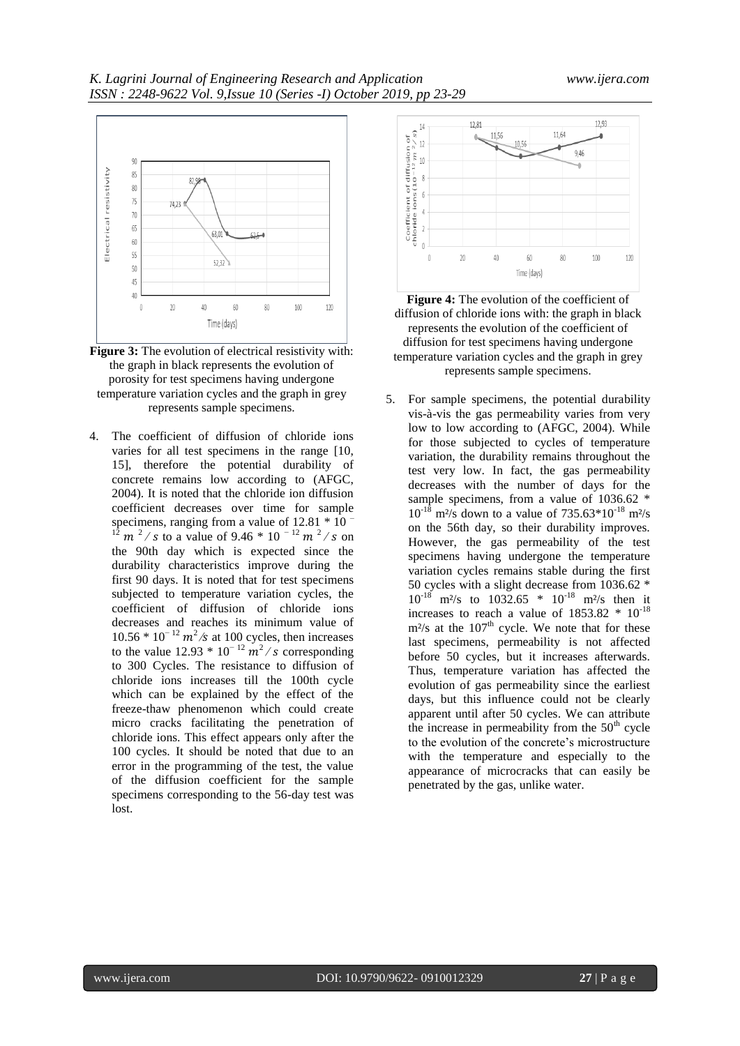**Figure 3:** The evolution of electrical resistivity with: the graph in black represents the evolution of porosity for test specimens having undergone temperature variation cycles and the graph in grey represents sample specimens.

4. The coefficient of diffusion of chloride ions varies for all test specimens in the range [10, 15], therefore the potential durability of concrete remains low according to (AFGC, 2004). It is noted that the chloride ion diffusion coefficient decreases over time for sample specimens, ranging from a value of $12.81 * 10^{-12}\ m^2/s$ to a value of $9.46 * 10^{-12}\ m^2/s$ on the 90th day which is expected since the durability characteristics improve during the first 90 days. It is noted that for test specimens subjected to temperature variation cycles, the coefficient of diffusion of chloride ions decreases and reaches its minimum value of $10.56 * 10^{-12}\ m^2/s$ at 100 cycles, then increases to the value $12.93 * 10^{-12}\ m^2/s$ corresponding to 300 Cycles. The resistance to diffusion of chloride ions increases till the 100th cycle which can be explained by the effect of the freeze-thaw phenomenon which could create micro cracks facilitating the penetration of chloride ions. This effect appears only after the 100 cycles. It should be noted that due to an error in the programming of the test, the value of the diffusion coefficient for the sample specimens corresponding to the 56-day test was lost.

**Figure 4:** The evolution of the coefficient of diffusion of chloride ions with: the graph in black represents the evolution of the coefficient of diffusion for test specimens having undergone temperature variation cycles and the graph in grey represents sample specimens.

5. For sample specimens, the potential durability vis-à-vis the gas permeability varies from very low to low according to (AFGC, 2004). While for those subjected to cycles of temperature variation, the durability remains throughout the test very low. In fact, the gas permeability decreases with the number of days for the sample specimens, from a value of $1036.62 * 10^{-18}$ m²/s down to a value of $735.63*10^{-18}$ m²/s on the 56th day, so their durability improves. However, the gas permeability of the test specimens having undergone the temperature variation cycles remains stable during the first 50 cycles with a slight decrease from $1036.62 * 10^{-18}$ m²/s to $1032.65 * 10^{-18}$ m²/s then it increases to reach a value of $1853.82 * 10^{-18}$ m²/s at the $107^{th}$ cycle. We note that for these last specimens, permeability is not affected before 50 cycles, but it increases afterwards. Thus, temperature variation has affected the evolution of gas permeability since the earliest days, but this influence could not be clearly apparent until after 50 cycles. We can attribute the increase in permeability from the $50^{th}$ cycle to the evolution of the concrete's microstructure with the temperature and especially to the appearance of microcracks that can easily be penetrated by the gas, unlike water.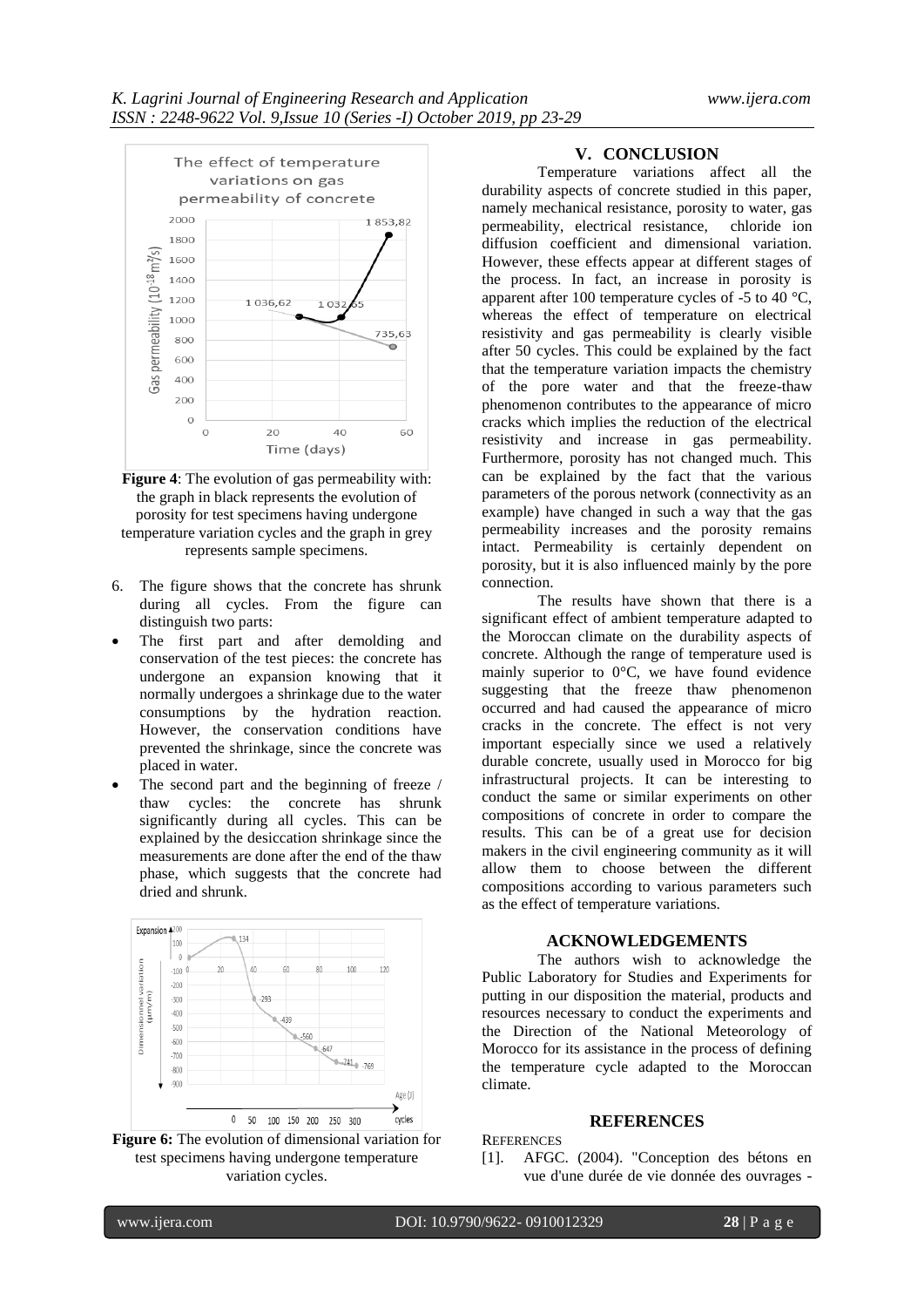**Figure 4**: The evolution of gas permeability with: the graph in black represents the evolution of porosity for test specimens having undergone temperature variation cycles and the graph in grey represents sample specimens.

6. The figure shows that the concrete has shrunk during all cycles. From the figure can distinguish two parts:

- The first part and after demolding and conservation of the test pieces: the concrete has undergone an expansion knowing that it normally undergoes a shrinkage due to the water consumptions by the hydration reaction. However, the conservation conditions have prevented the shrinkage, since the concrete was placed in water.
- The second part and the beginning of freeze / thaw cycles: the concrete has shrunk significantly during all cycles. This can be explained by the desiccation shrinkage since the measurements are done after the end of the thaw phase, which suggests that the concrete had dried and shrunk.

**Figure 6:** The evolution of dimensional variation for test specimens having undergone temperature variation cycles.

## V. CONCLUSION

Temperature variations affect all the durability aspects of concrete studied in this paper, namely mechanical resistance, porosity to water, gas permeability, electrical resistance, chloride ion diffusion coefficient and dimensional variation. However, these effects appear at different stages of the process. In fact, an increase in porosity is apparent after 100 temperature cycles of -5 to 40 °C, whereas the effect of temperature on electrical resistivity and gas permeability is clearly visible after 50 cycles. This could be explained by the fact that the temperature variation impacts the chemistry of the pore water and that the freeze-thaw phenomenon contributes to the appearance of micro cracks which implies the reduction of the electrical resistivity and increase in gas permeability. Furthermore, porosity has not changed much. This can be explained by the fact that the various parameters of the porous network (connectivity as an example) have changed in such a way that the gas permeability increases and the porosity remains intact. Permeability is certainly dependent on porosity, but it is also influenced mainly by the pore connection.

The results have shown that there is a significant effect of ambient temperature adapted to the Moroccan climate on the durability aspects of concrete. Although the range of temperature used is mainly superior to 0°C, we have found evidence suggesting that the freeze thaw phenomenon occurred and had caused the appearance of micro cracks in the concrete. The effect is not very important especially since we used a relatively durable concrete, usually used in Morocco for big infrastructural projects. It can be interesting to conduct the same or similar experiments on other compositions of concrete in order to compare the results. This can be of a great use for decision makers in the civil engineering community as it will allow them to choose between the different compositions according to various parameters such as the effect of temperature variations.

## ACKNOWLEDGEMENTS

The authors wish to acknowledge the Public Laboratory for Studies and Experiments for putting in our disposition the material, products and resources necessary to conduct the experiments and the Direction of the National Meteorology of Morocco for its assistance in the process of defining the temperature cycle adapted to the Moroccan climate.

## REFERENCES

REFERENCES

[1]. AFGC. (2004). "Conception des bétons en vue d'une durée de vie donnée des ouvrages -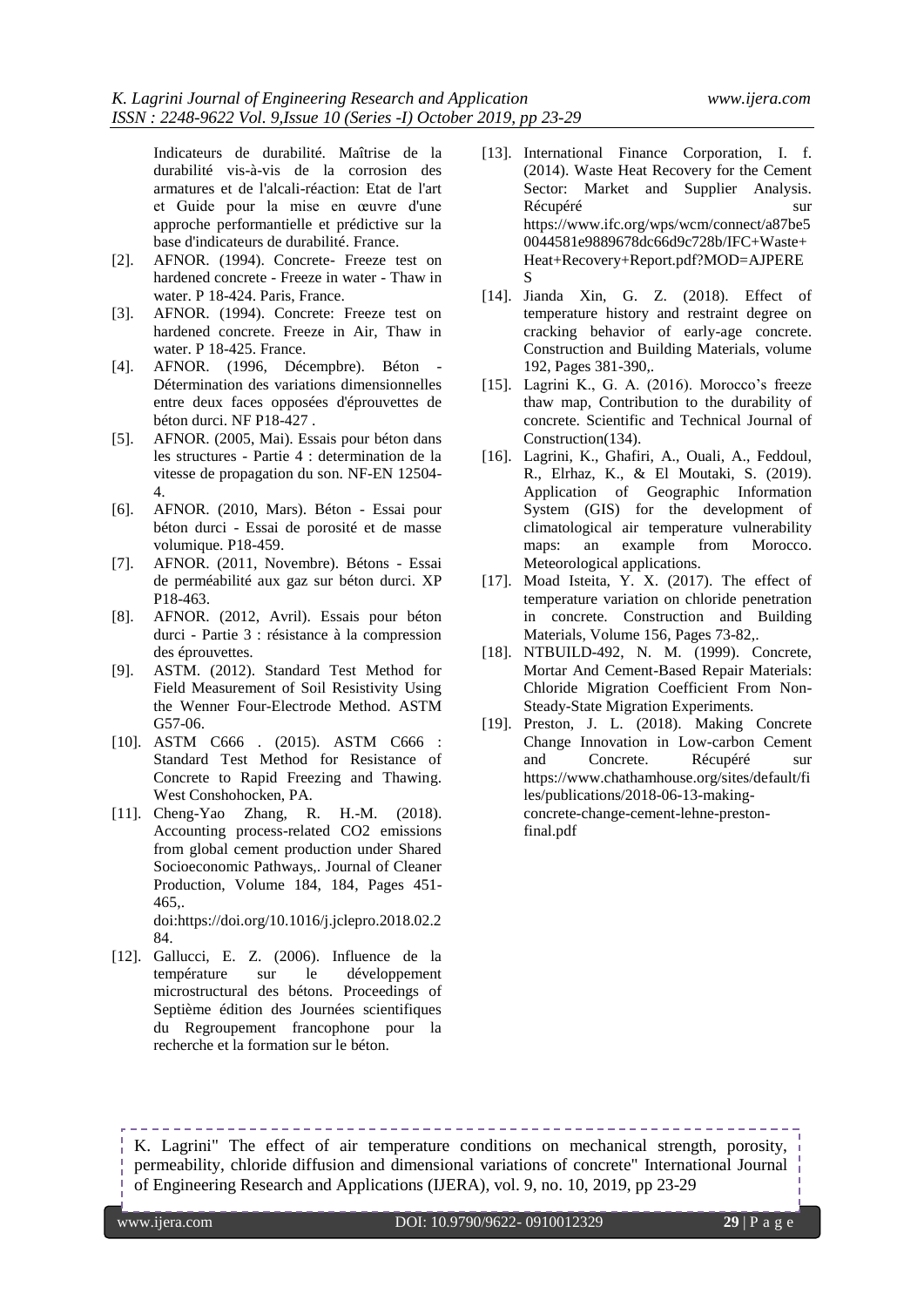Indicateurs de durabilité. Maîtrise de la durabilité vis-à-vis de la corrosion des armatures et de l'alcali-réaction: Etat de l'art et Guide pour la mise en œuvre d'une approche performantielle et prédictive sur la base d'indicateurs de durabilité. France.

[2]. AFNOR. (1994). Concrete- Freeze test on hardened concrete - Freeze in water - Thaw in water. P 18-424. Paris, France.

[3]. AFNOR. (1994). Concrete: Freeze test on hardened concrete. Freeze in Air, Thaw in water. P 18-425. France.

[4]. AFNOR. (1996, Décempbre). Béton - Détermination des variations dimensionnelles entre deux faces opposées d'éprouvettes de béton durci. NF P18-427 .

[5]. AFNOR. (2005, Mai). Essais pour béton dans les structures - Partie 4 : determination de la vitesse de propagation du son. NF-EN 12504-4.

[6]. AFNOR. (2010, Mars). Béton - Essai pour béton durci - Essai de porosité et de masse volumique. P18-459.

[7]. AFNOR. (2011, Novembre). Bétons - Essai de perméabilité aux gaz sur béton durci. XP P18-463.

[8]. AFNOR. (2012, Avril). Essais pour béton durci - Partie 3 : résistance à la compression des éprouvettes.

[9]. ASTM. (2012). Standard Test Method for Field Measurement of Soil Resistivity Using the Wenner Four-Electrode Method. ASTM G57-06.

[10]. ASTM C666 . (2015). ASTM C666 : Standard Test Method for Resistance of Concrete to Rapid Freezing and Thawing. West Conshohocken, PA.

[11]. Cheng-Yao Zhang, R. H.-M. (2018). Accounting process-related CO2 emissions from global cement production under Shared Socioeconomic Pathways,. Journal of Cleaner Production, Volume 184, 184, Pages 451-465,. doi:https://doi.org/10.1016/j.jclepro.2018.02.284.

[12]. Gallucci, E. Z. (2006). Influence de la température sur le développement microstructural des bétons. Proceedings of Septième édition des Journées scientifiques du Regroupement francophone pour la recherche et la formation sur le béton.

[13]. International Finance Corporation, I. f. (2014). Waste Heat Recovery for the Cement Sector: Market and Supplier Analysis. Récupéré sur https://www.ifc.org/wps/wcm/connect/a87be50044581e9889678dc66d9c728b/IFC+Waste+Heat+Recovery+Report.pdf?MOD=AJPERES

[14]. Jianda Xin, G. Z. (2018). Effect of temperature history and restraint degree on cracking behavior of early-age concrete. Construction and Building Materials, volume 192, Pages 381-390,.

[15]. Lagrini K., G. A. (2016). Morocco's freeze thaw map, Contribution to the durability of concrete. Scientific and Technical Journal of Construction(134).

[16]. Lagrini, K., Ghafiri, A., Ouali, A., Feddoul, R., Elrhaz, K., & El Moutaki, S. (2019). Application of Geographic Information System (GIS) for the development of climatological air temperature vulnerability maps: an example from Morocco. Meteorological applications.

[17]. Moad Isteita, Y. X. (2017). The effect of temperature variation on chloride penetration in concrete. Construction and Building Materials, Volume 156, Pages 73-82,.

[18]. NTBUILD-492, N. M. (1999). Concrete, Mortar And Cement-Based Repair Materials: Chloride Migration Coefficient From Non-Steady-State Migration Experiments.

[19]. Preston, J. L. (2018). Making Concrete Change Innovation in Low-carbon Cement and Concrete. Récupéré sur https://www.chathamhouse.org/sites/default/files/publications/2018-06-13-making-concrete-change-cement-lehne-preston-final.pdf

K. Lagrini" The effect of air temperature conditions on mechanical strength, porosity, permeability, chloride diffusion and dimensional variations of concrete" International Journal of Engineering Research and Applications (IJERA), vol. 9, no. 10, 2019, pp 23-29